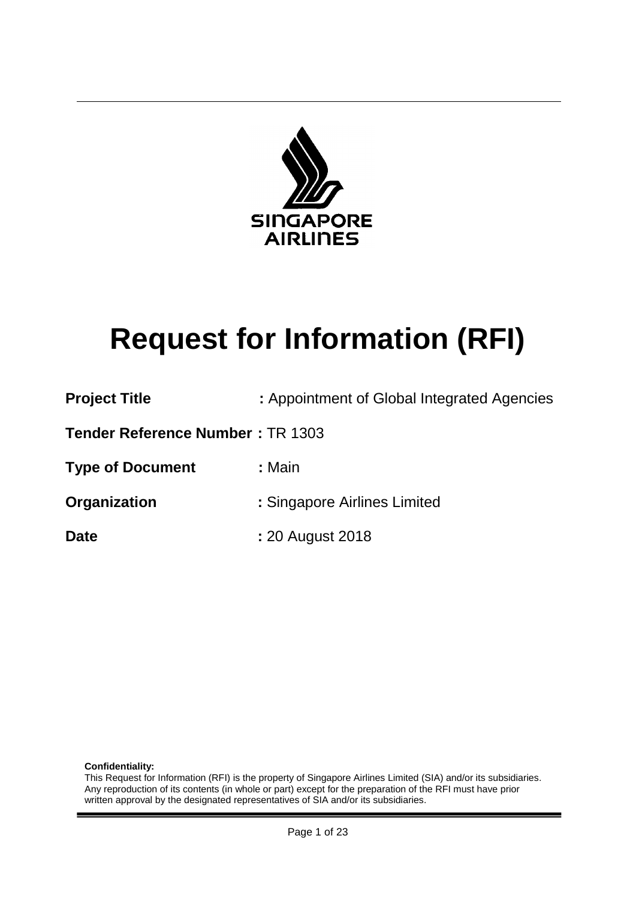SINGAPORE AIRLINES

# Request for Information (RFI)

**Project Title** : Appointment of Global Integrated Agencies

**Tender Reference Number** : TR 1303

**Type of Document** : Main

**Organization** : Singapore Airlines Limited

**Date** : 20 August 2018

**Confidentiality:**
This Request for Information (RFI) is the property of Singapore Airlines Limited (SIA) and/or its subsidiaries. Any reproduction of its contents (in whole or part) except for the preparation of the RFI must have prior written approval by the designated representatives of SIA and/or its subsidiaries.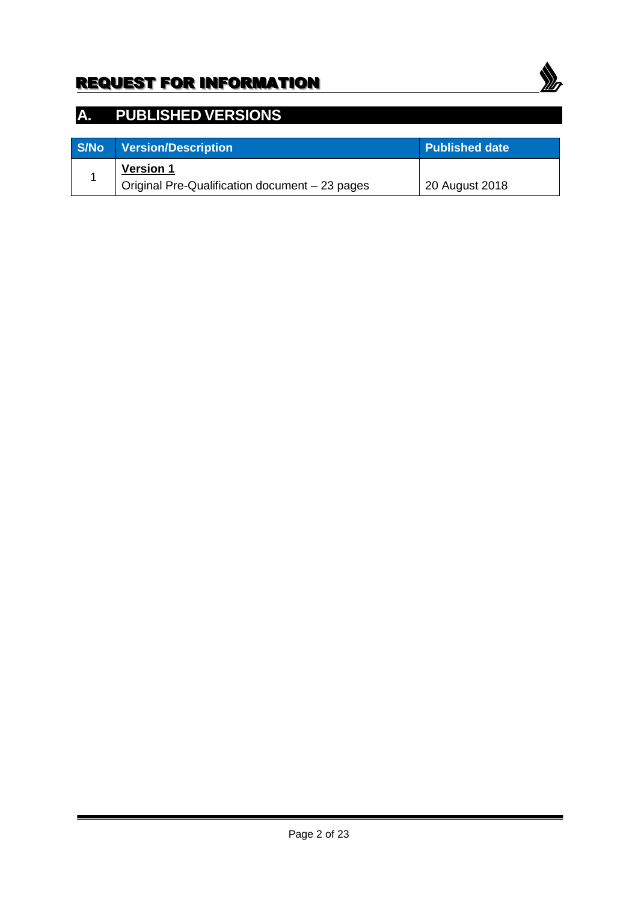# A. PUBLISHED VERSIONS

| S/No | Version/Description | Published date |
| --- | --- | --- |
| 1 | **Version 1**<br>Original Pre-Qualification document – 23 pages | 20 August 2018 |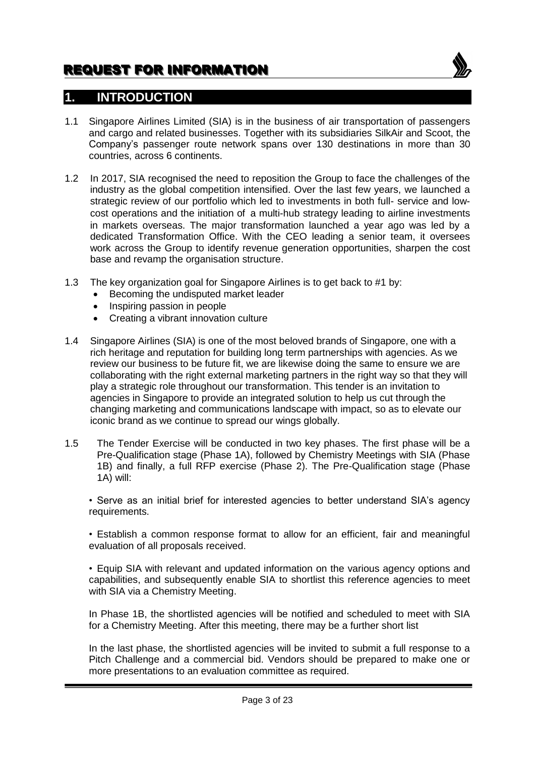# REQUEST FOR INFORMATION

## 1. INTRODUCTION

1.1 Singapore Airlines Limited (SIA) is in the business of air transportation of passengers and cargo and related businesses. Together with its subsidiaries SilkAir and Scoot, the Company's passenger route network spans over 130 destinations in more than 30 countries, across 6 continents.

1.2 In 2017, SIA recognised the need to reposition the Group to face the challenges of the industry as the global competition intensified. Over the last few years, we launched a strategic review of our portfolio which led to investments in both full- service and low-cost operations and the initiation of a multi-hub strategy leading to airline investments in markets overseas. The major transformation launched a year ago was led by a dedicated Transformation Office. With the CEO leading a senior team, it oversees work across the Group to identify revenue generation opportunities, sharpen the cost base and revamp the organisation structure.

1.3 The key organization goal for Singapore Airlines is to get back to #1 by:

- Becoming the undisputed market leader
- Inspiring passion in people
- Creating a vibrant innovation culture

1.4 Singapore Airlines (SIA) is one of the most beloved brands of Singapore, one with a rich heritage and reputation for building long term partnerships with agencies. As we review our business to be future fit, we are likewise doing the same to ensure we are collaborating with the right external marketing partners in the right way so that they will play a strategic role throughout our transformation. This tender is an invitation to agencies in Singapore to provide an integrated solution to help us cut through the changing marketing and communications landscape with impact, so as to elevate our iconic brand as we continue to spread our wings globally.

1.5 The Tender Exercise will be conducted in two key phases. The first phase will be a Pre-Qualification stage (Phase 1A), followed by Chemistry Meetings with SIA (Phase 1B) and finally, a full RFP exercise (Phase 2). The Pre-Qualification stage (Phase 1A) will:

• Serve as an initial brief for interested agencies to better understand SIA's agency requirements.

• Establish a common response format to allow for an efficient, fair and meaningful evaluation of all proposals received.

• Equip SIA with relevant and updated information on the various agency options and capabilities, and subsequently enable SIA to shortlist this reference agencies to meet with SIA via a Chemistry Meeting.

In Phase 1B, the shortlisted agencies will be notified and scheduled to meet with SIA for a Chemistry Meeting. After this meeting, there may be a further short list

In the last phase, the shortlisted agencies will be invited to submit a full response to a Pitch Challenge and a commercial bid. Vendors should be prepared to make one or more presentations to an evaluation committee as required.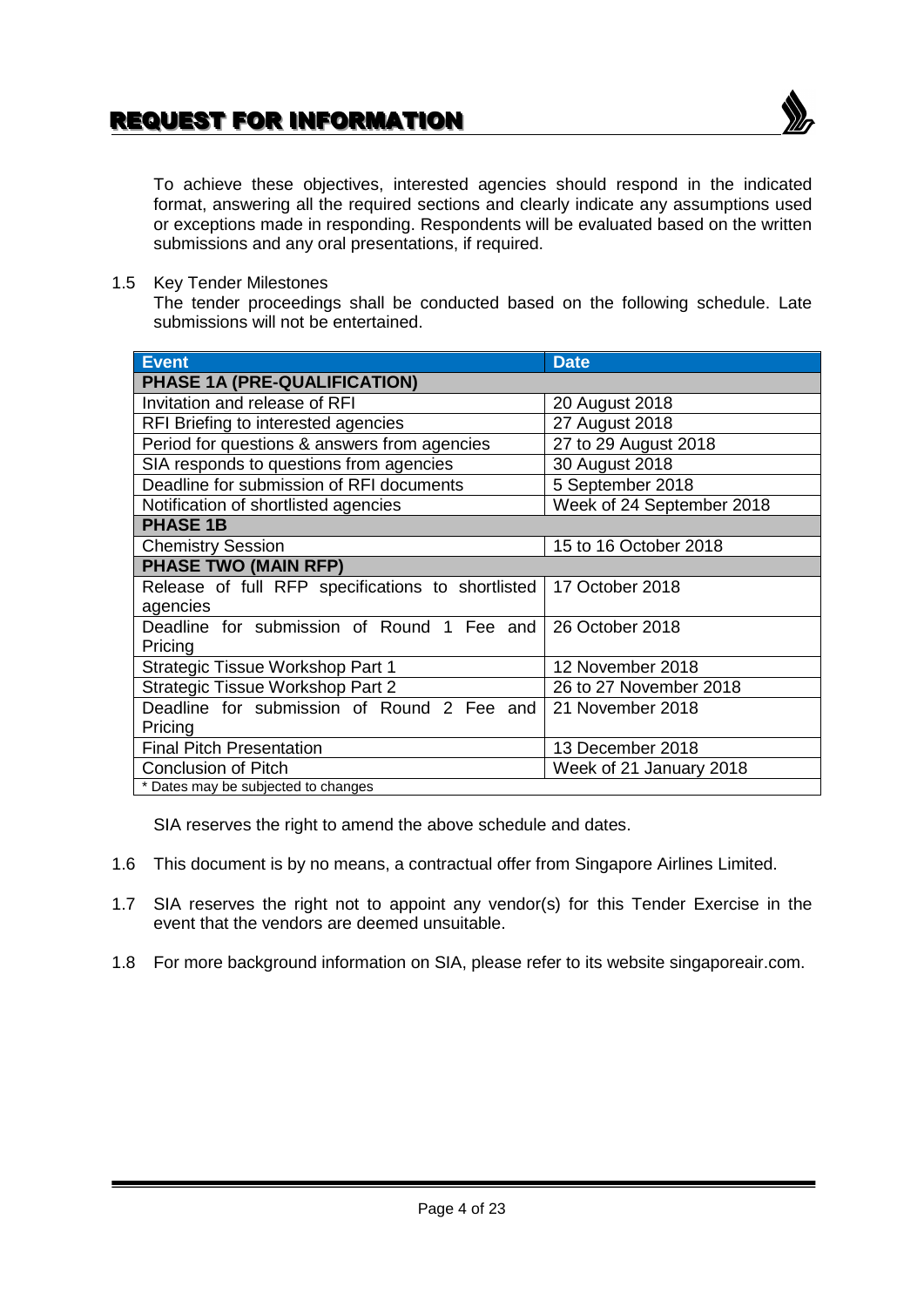To achieve these objectives, interested agencies should respond in the indicated format, answering all the required sections and clearly indicate any assumptions used or exceptions made in responding. Respondents will be evaluated based on the written submissions and any oral presentations, if required.

1.5 Key Tender Milestones

The tender proceedings shall be conducted based on the following schedule. Late submissions will not be entertained.

| Event | Date |
|---|---|
| **PHASE 1A (PRE-QUALIFICATION)** | |
| Invitation and release of RFI | 20 August 2018 |
| RFI Briefing to interested agencies | 27 August 2018 |
| Period for questions & answers from agencies | 27 to 29 August 2018 |
| SIA responds to questions from agencies | 30 August 2018 |
| Deadline for submission of RFI documents | 5 September 2018 |
| Notification of shortlisted agencies | Week of 24 September 2018 |
| **PHASE 1B** | |
| Chemistry Session | 15 to 16 October 2018 |
| **PHASE TWO (MAIN RFP)** | |
| Release of full RFP specifications to shortlisted agencies | 17 October 2018 |
| Deadline for submission of Round 1 Fee and Pricing | 26 October 2018 |
| Strategic Tissue Workshop Part 1 | 12 November 2018 |
| Strategic Tissue Workshop Part 2 | 26 to 27 November 2018 |
| Deadline for submission of Round 2 Fee and Pricing | 21 November 2018 |
| Final Pitch Presentation | 13 December 2018 |
| Conclusion of Pitch | Week of 21 January 2018 |

\* Dates may be subjected to changes

SIA reserves the right to amend the above schedule and dates.

1.6 This document is by no means, a contractual offer from Singapore Airlines Limited.

1.7 SIA reserves the right not to appoint any vendor(s) for this Tender Exercise in the event that the vendors are deemed unsuitable.

1.8 For more background information on SIA, please refer to its website singaporeair.com.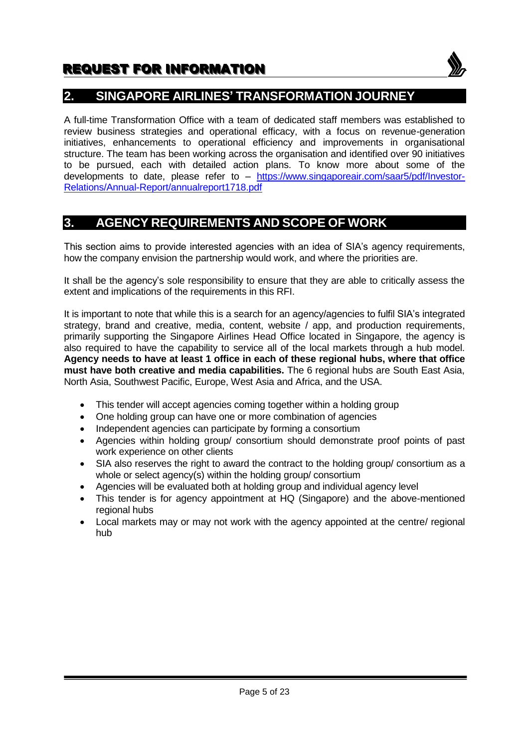## 2. SINGAPORE AIRLINES' TRANSFORMATION JOURNEY

A full-time Transformation Office with a team of dedicated staff members was established to review business strategies and operational efficacy, with a focus on revenue-generation initiatives, enhancements to operational efficiency and improvements in organisational structure. The team has been working across the organisation and identified over 90 initiatives to be pursued, each with detailed action plans. To know more about some of the developments to date, please refer to – [https://www.singaporeair.com/saar5/pdf/Investor-Relations/Annual-Report/annualreport1718.pdf](https://www.singaporeair.com/saar5/pdf/Investor-Relations/Annual-Report/annualreport1718.pdf)

## 3. AGENCY REQUIREMENTS AND SCOPE OF WORK

This section aims to provide interested agencies with an idea of SIA's agency requirements, how the company envision the partnership would work, and where the priorities are.

It shall be the agency's sole responsibility to ensure that they are able to critically assess the extent and implications of the requirements in this RFI.

It is important to note that while this is a search for an agency/agencies to fulfil SIA's integrated strategy, brand and creative, media, content, website / app, and production requirements, primarily supporting the Singapore Airlines Head Office located in Singapore, the agency is also required to have the capability to service all of the local markets through a hub model. **Agency needs to have at least 1 office in each of these regional hubs, where that office must have both creative and media capabilities.** The 6 regional hubs are South East Asia, North Asia, Southwest Pacific, Europe, West Asia and Africa, and the USA.

- This tender will accept agencies coming together within a holding group
- One holding group can have one or more combination of agencies
- Independent agencies can participate by forming a consortium
- Agencies within holding group/ consortium should demonstrate proof points of past work experience on other clients
- SIA also reserves the right to award the contract to the holding group/ consortium as a whole or select agency(s) within the holding group/ consortium
- Agencies will be evaluated both at holding group and individual agency level
- This tender is for agency appointment at HQ (Singapore) and the above-mentioned regional hubs
- Local markets may or may not work with the agency appointed at the centre/ regional hub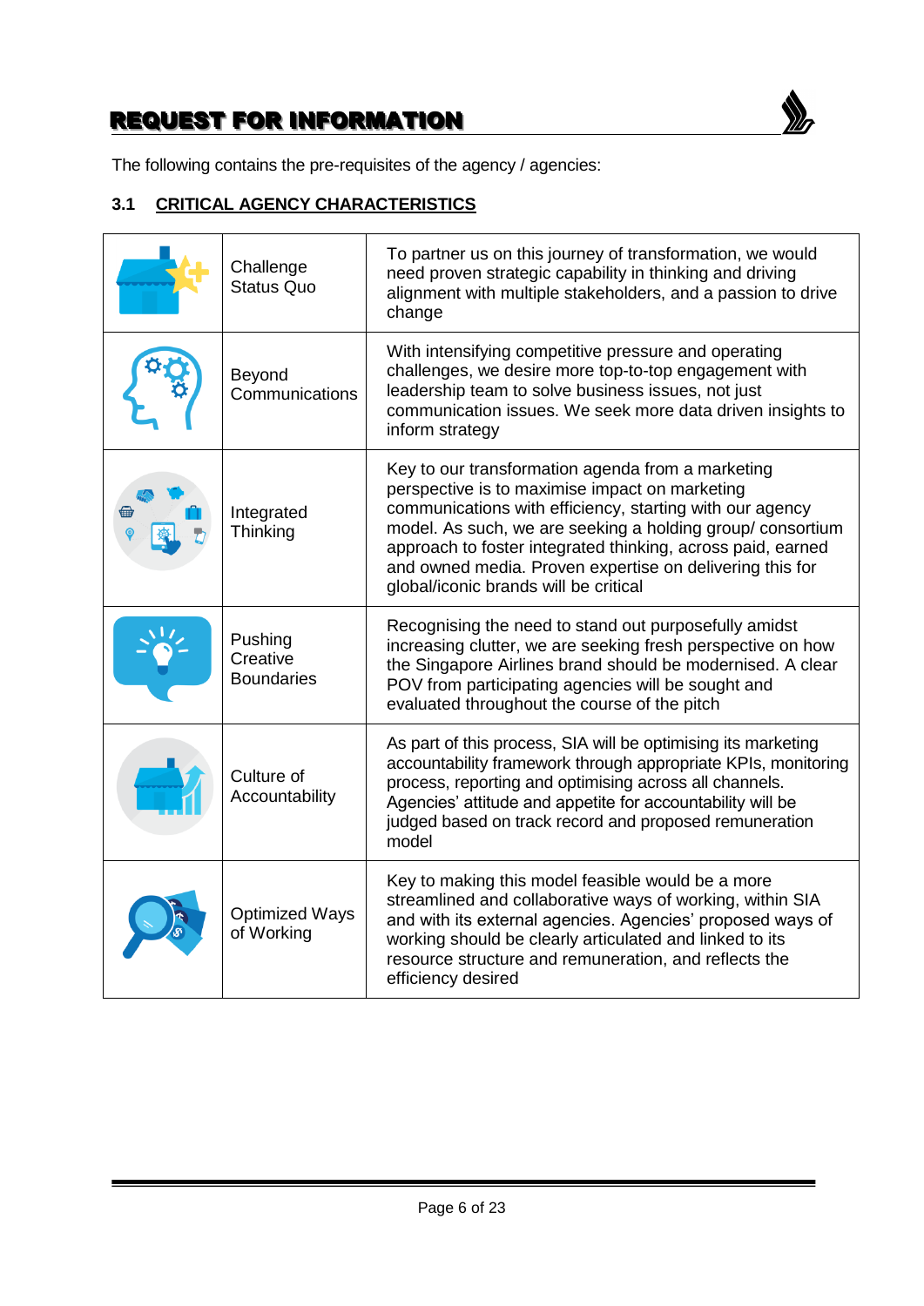# REQUEST FOR INFORMATION

The following contains the pre-requisites of the agency / agencies:

## 3.1 CRITICAL AGENCY CHARACTERISTICS

| | | |
|---|---|---|
| | Challenge Status Quo | To partner us on this journey of transformation, we would need proven strategic capability in thinking and driving alignment with multiple stakeholders, and a passion to drive change |
| | Beyond Communications | With intensifying competitive pressure and operating challenges, we desire more top-to-top engagement with leadership team to solve business issues, not just communication issues. We seek more data driven insights to inform strategy |
| | Integrated Thinking | Key to our transformation agenda from a marketing perspective is to maximise impact on marketing communications with efficiency, starting with our agency model. As such, we are seeking a holding group/ consortium approach to foster integrated thinking, across paid, earned and owned media. Proven expertise on delivering this for global/iconic brands will be critical |
| | Pushing Creative Boundaries | Recognising the need to stand out purposefully amidst increasing clutter, we are seeking fresh perspective on how the Singapore Airlines brand should be modernised. A clear POV from participating agencies will be sought and evaluated throughout the course of the pitch |
| | Culture of Accountability | As part of this process, SIA will be optimising its marketing accountability framework through appropriate KPIs, monitoring process, reporting and optimising across all channels. Agencies' attitude and appetite for accountability will be judged based on track record and proposed remuneration model |
| | Optimized Ways of Working | Key to making this model feasible would be a more streamlined and collaborative ways of working, within SIA and with its external agencies. Agencies' proposed ways of working should be clearly articulated and linked to its resource structure and remuneration, and reflects the efficiency desired |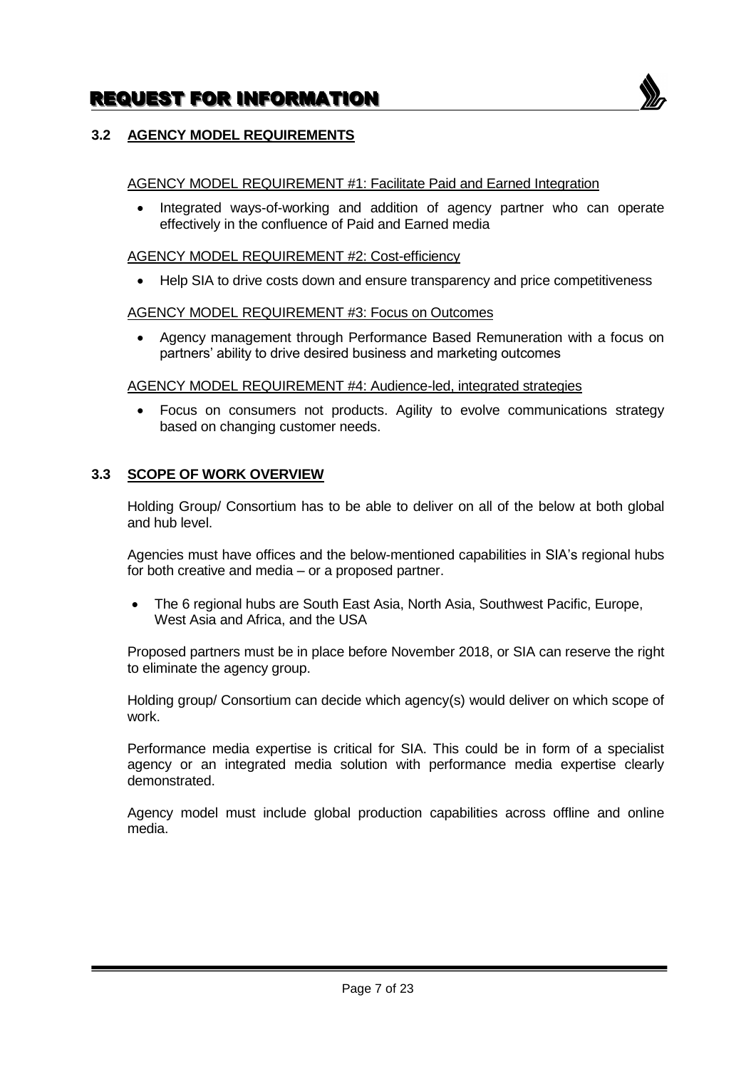### 3.2 AGENCY MODEL REQUIREMENTS

AGENCY MODEL REQUIREMENT #1: Facilitate Paid and Earned Integration

- Integrated ways-of-working and addition of agency partner who can operate effectively in the confluence of Paid and Earned media

AGENCY MODEL REQUIREMENT #2: Cost-efficiency

- Help SIA to drive costs down and ensure transparency and price competitiveness

AGENCY MODEL REQUIREMENT #3: Focus on Outcomes

- Agency management through Performance Based Remuneration with a focus on partners' ability to drive desired business and marketing outcomes

AGENCY MODEL REQUIREMENT #4: Audience-led, integrated strategies

- Focus on consumers not products. Agility to evolve communications strategy based on changing customer needs.

### 3.3 SCOPE OF WORK OVERVIEW

Holding Group/ Consortium has to be able to deliver on all of the below at both global and hub level.

Agencies must have offices and the below-mentioned capabilities in SIA's regional hubs for both creative and media – or a proposed partner.

- The 6 regional hubs are South East Asia, North Asia, Southwest Pacific, Europe, West Asia and Africa, and the USA

Proposed partners must be in place before November 2018, or SIA can reserve the right to eliminate the agency group.

Holding group/ Consortium can decide which agency(s) would deliver on which scope of work.

Performance media expertise is critical for SIA. This could be in form of a specialist agency or an integrated media solution with performance media expertise clearly demonstrated.

Agency model must include global production capabilities across offline and online media.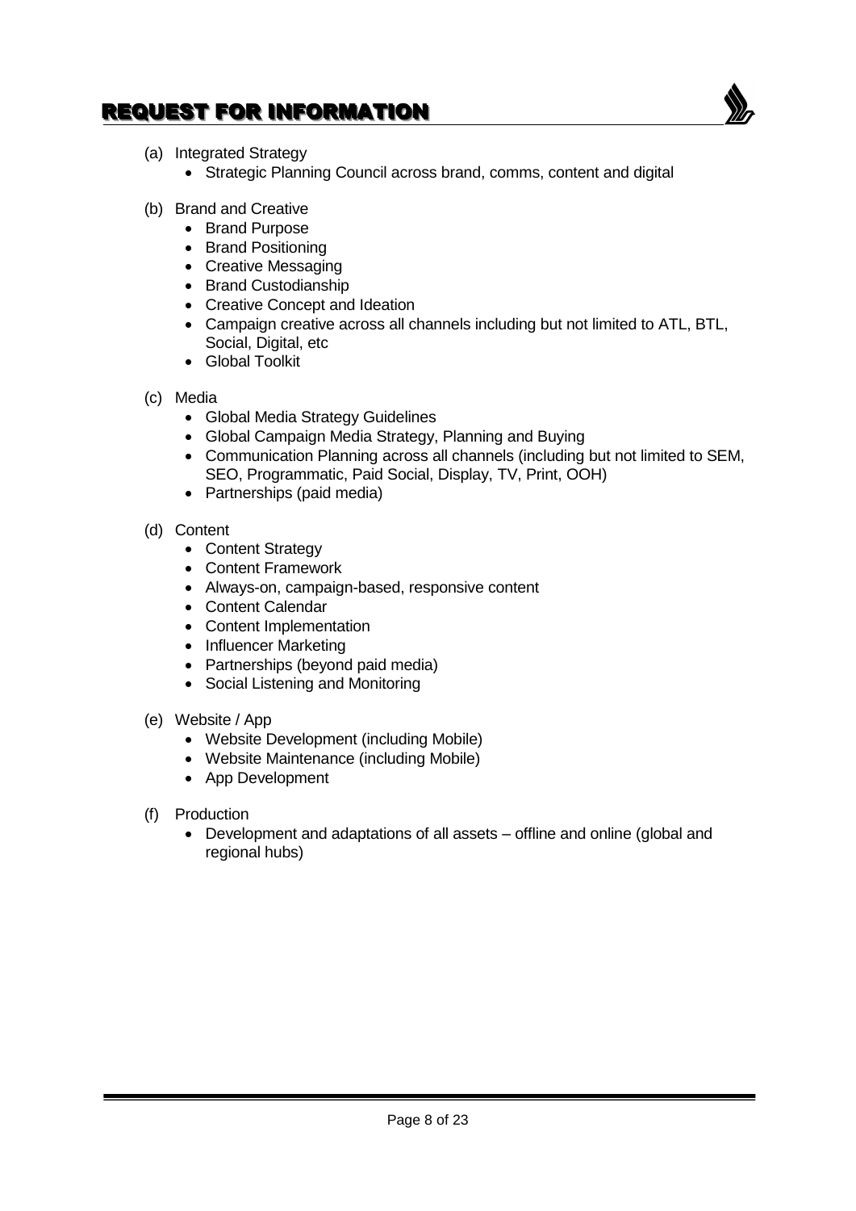(a) Integrated Strategy
- Strategic Planning Council across brand, comms, content and digital

(b) Brand and Creative
- Brand Purpose
- Brand Positioning
- Creative Messaging
- Brand Custodianship
- Creative Concept and Ideation
- Campaign creative across all channels including but not limited to ATL, BTL, Social, Digital, etc
- Global Toolkit

(c) Media
- Global Media Strategy Guidelines
- Global Campaign Media Strategy, Planning and Buying
- Communication Planning across all channels (including but not limited to SEM, SEO, Programmatic, Paid Social, Display, TV, Print, OOH)
- Partnerships (paid media)

(d) Content
- Content Strategy
- Content Framework
- Always-on, campaign-based, responsive content
- Content Calendar
- Content Implementation
- Influencer Marketing
- Partnerships (beyond paid media)
- Social Listening and Monitoring

(e) Website / App
- Website Development (including Mobile)
- Website Maintenance (including Mobile)
- App Development

(f) Production
- Development and adaptations of all assets – offline and online (global and regional hubs)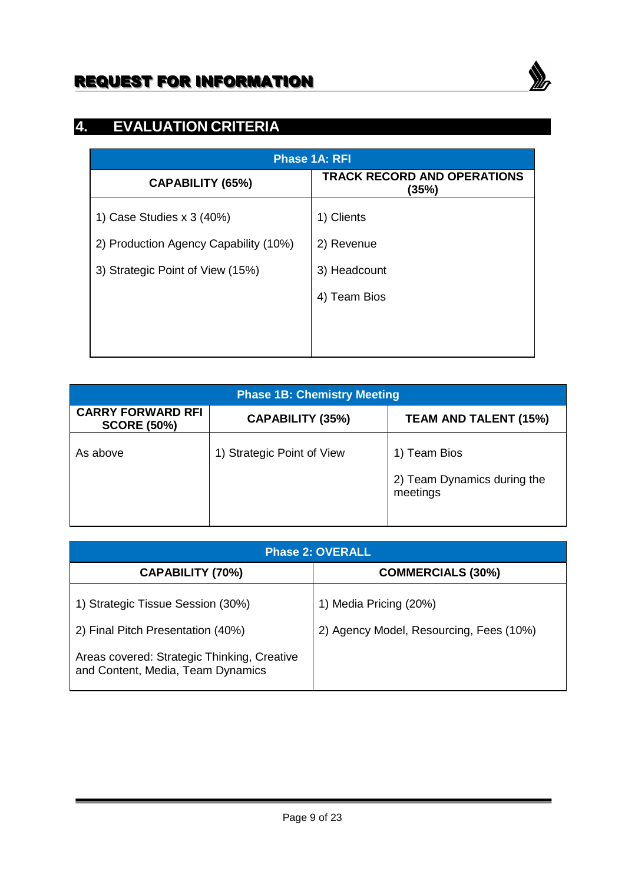## 4. EVALUATION CRITERIA

| Phase 1A: RFI | |
|---|---|
| **CAPABILITY (65%)** | **TRACK RECORD AND OPERATIONS (35%)** |
| 1) Case Studies x 3 (40%)<br>2) Production Agency Capability (10%)<br>3) Strategic Point of View (15%) | 1) Clients<br>2) Revenue<br>3) Headcount<br>4) Team Bios |

| Phase 1B: Chemistry Meeting | | |
|---|---|---|
| **CARRY FORWARD RFI SCORE (50%)** | **CAPABILITY (35%)** | **TEAM AND TALENT (15%)** |
| As above | 1) Strategic Point of View | 1) Team Bios<br>2) Team Dynamics during the meetings |

| Phase 2: OVERALL | |
|---|---|
| **CAPABILITY (70%)** | **COMMERCIALS (30%)** |
| 1) Strategic Tissue Session (30%)<br>2) Final Pitch Presentation (40%)<br>Areas covered: Strategic Thinking, Creative and Content, Media, Team Dynamics | 1) Media Pricing (20%)<br>2) Agency Model, Resourcing, Fees (10%) |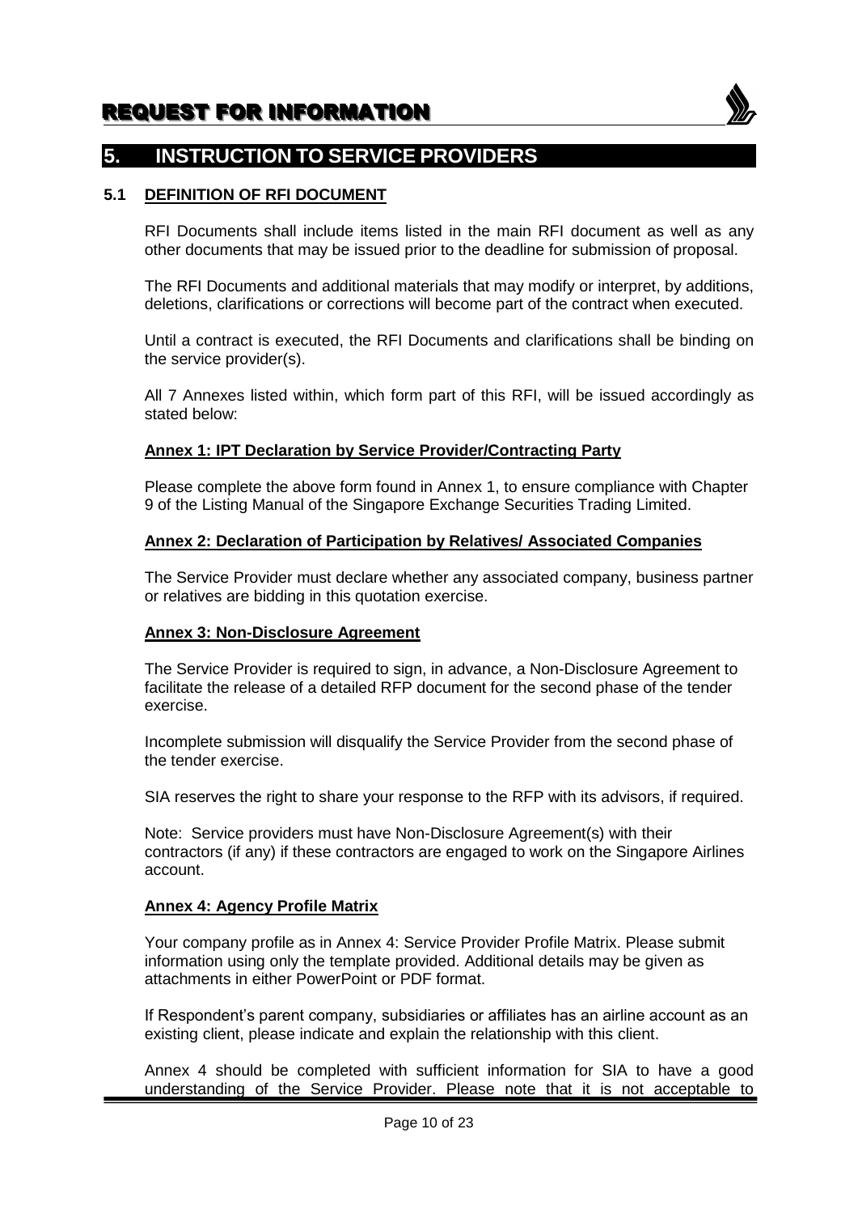## 5. INSTRUCTION TO SERVICE PROVIDERS

### 5.1 DEFINITION OF RFI DOCUMENT

RFI Documents shall include items listed in the main RFI document as well as any other documents that may be issued prior to the deadline for submission of proposal.

The RFI Documents and additional materials that may modify or interpret, by additions, deletions, clarifications or corrections will become part of the contract when executed.

Until a contract is executed, the RFI Documents and clarifications shall be binding on the service provider(s).

All 7 Annexes listed within, which form part of this RFI, will be issued accordingly as stated below:

**Annex 1: IPT Declaration by Service Provider/Contracting Party**

Please complete the above form found in Annex 1, to ensure compliance with Chapter 9 of the Listing Manual of the Singapore Exchange Securities Trading Limited.

**Annex 2: Declaration of Participation by Relatives/ Associated Companies**

The Service Provider must declare whether any associated company, business partner or relatives are bidding in this quotation exercise.

**Annex 3: Non-Disclosure Agreement**

The Service Provider is required to sign, in advance, a Non-Disclosure Agreement to facilitate the release of a detailed RFP document for the second phase of the tender exercise.

Incomplete submission will disqualify the Service Provider from the second phase of the tender exercise.

SIA reserves the right to share your response to the RFP with its advisors, if required.

Note: Service providers must have Non-Disclosure Agreement(s) with their contractors (if any) if these contractors are engaged to work on the Singapore Airlines account.

**Annex 4: Agency Profile Matrix**

Your company profile as in Annex 4: Service Provider Profile Matrix. Please submit information using only the template provided. Additional details may be given as attachments in either PowerPoint or PDF format.

If Respondent's parent company, subsidiaries or affiliates has an airline account as an existing client, please indicate and explain the relationship with this client.

Annex 4 should be completed with sufficient information for SIA to have a good understanding of the Service Provider. Please note that it is not acceptable to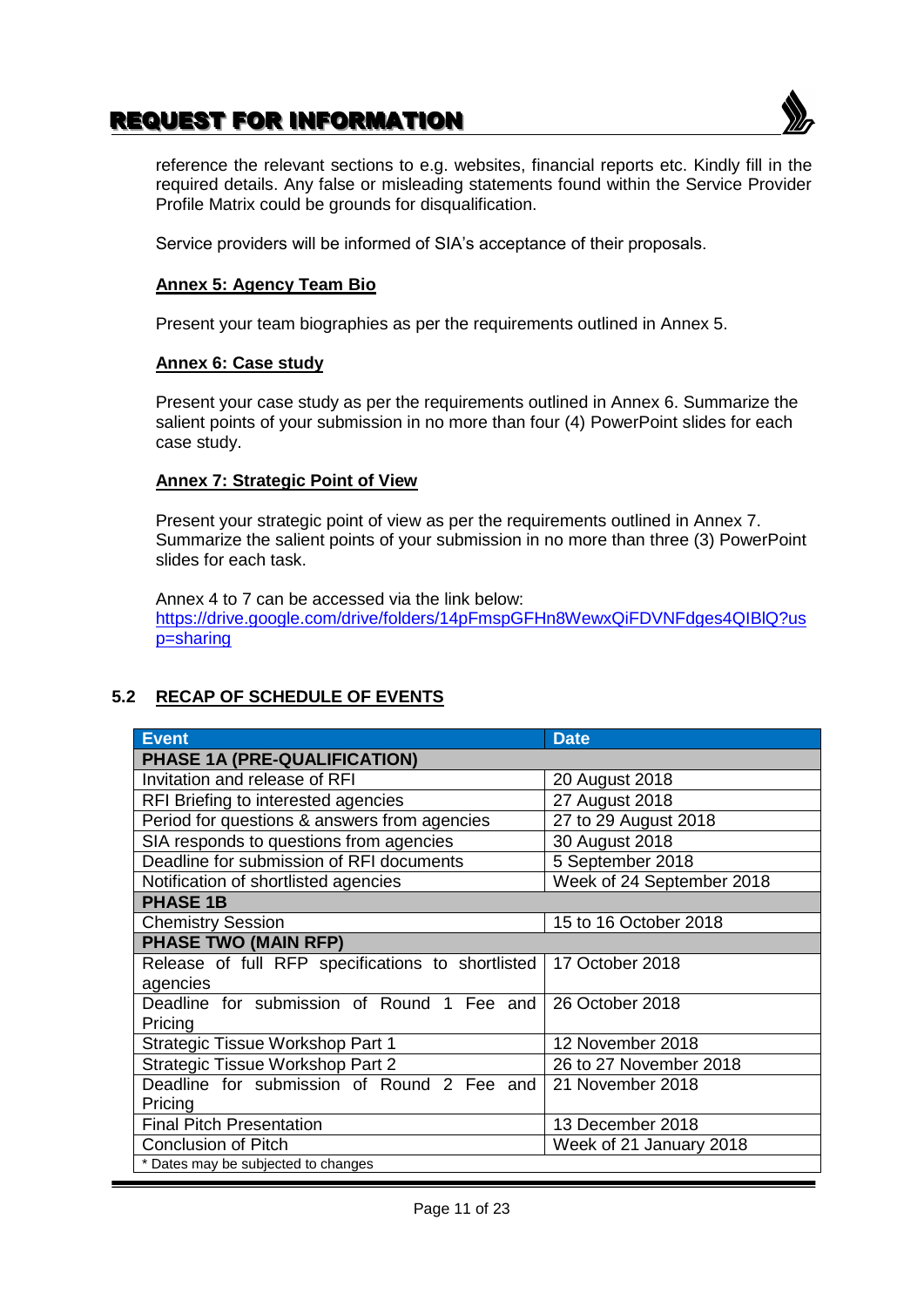reference the relevant sections to e.g. websites, financial reports etc. Kindly fill in the required details. Any false or misleading statements found within the Service Provider Profile Matrix could be grounds for disqualification.

Service providers will be informed of SIA's acceptance of their proposals.

**Annex 5: Agency Team Bio**

Present your team biographies as per the requirements outlined in Annex 5.

**Annex 6: Case study**

Present your case study as per the requirements outlined in Annex 6. Summarize the salient points of your submission in no more than four (4) PowerPoint slides for each case study.

**Annex 7: Strategic Point of View**

Present your strategic point of view as per the requirements outlined in Annex 7. Summarize the salient points of your submission in no more than three (3) PowerPoint slides for each task.

Annex 4 to 7 can be accessed via the link below:
https://drive.google.com/drive/folders/14pFmspGFHn8WewxQiFDVNFdges4QIBlQ?usp=sharing

## 5.2 RECAP OF SCHEDULE OF EVENTS

| Event | Date |
|---|---|
| **PHASE 1A (PRE-QUALIFICATION)** | |
| Invitation and release of RFI | 20 August 2018 |
| RFI Briefing to interested agencies | 27 August 2018 |
| Period for questions & answers from agencies | 27 to 29 August 2018 |
| SIA responds to questions from agencies | 30 August 2018 |
| Deadline for submission of RFI documents | 5 September 2018 |
| Notification of shortlisted agencies | Week of 24 September 2018 |
| **PHASE 1B** | |
| Chemistry Session | 15 to 16 October 2018 |
| **PHASE TWO (MAIN RFP)** | |
| Release of full RFP specifications to shortlisted agencies | 17 October 2018 |
| Deadline for submission of Round 1 Fee and Pricing | 26 October 2018 |
| Strategic Tissue Workshop Part 1 | 12 November 2018 |
| Strategic Tissue Workshop Part 2 | 26 to 27 November 2018 |
| Deadline for submission of Round 2 Fee and Pricing | 21 November 2018 |
| Final Pitch Presentation | 13 December 2018 |
| Conclusion of Pitch | Week of 21 January 2018 |

\* Dates may be subjected to changes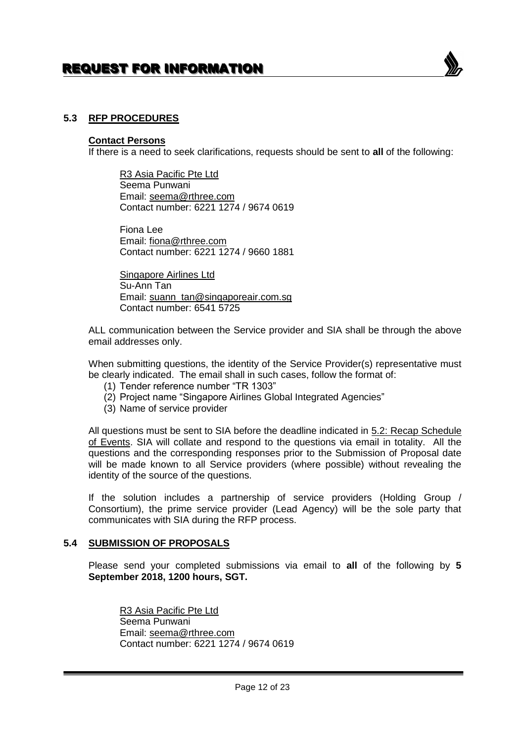### 5.3 RFP PROCEDURES

**Contact Persons**

If there is a need to seek clarifications, requests should be sent to **all** of the following:

R3 Asia Pacific Pte Ltd
Seema Punwani
Email: seema@rthree.com
Contact number: 6221 1274 / 9674 0619

Fiona Lee
Email: fiona@rthree.com
Contact number: 6221 1274 / 9660 1881

Singapore Airlines Ltd
Su-Ann Tan
Email: suann_tan@singaporeair.com.sg
Contact number: 6541 5725

ALL communication between the Service provider and SIA shall be through the above email addresses only.

When submitting questions, the identity of the Service Provider(s) representative must be clearly indicated. The email shall in such cases, follow the format of:

(1) Tender reference number "TR 1303"
(2) Project name "Singapore Airlines Global Integrated Agencies"
(3) Name of service provider

All questions must be sent to SIA before the deadline indicated in 5.2: Recap Schedule of Events. SIA will collate and respond to the questions via email in totality. All the questions and the corresponding responses prior to the Submission of Proposal date will be made known to all Service providers (where possible) without revealing the identity of the source of the questions.

If the solution includes a partnership of service providers (Holding Group / Consortium), the prime service provider (Lead Agency) will be the sole party that communicates with SIA during the RFP process.

### 5.4 SUBMISSION OF PROPOSALS

Please send your completed submissions via email to **all** of the following by **5 September 2018, 1200 hours, SGT.**

R3 Asia Pacific Pte Ltd
Seema Punwani
Email: seema@rthree.com
Contact number: 6221 1274 / 9674 0619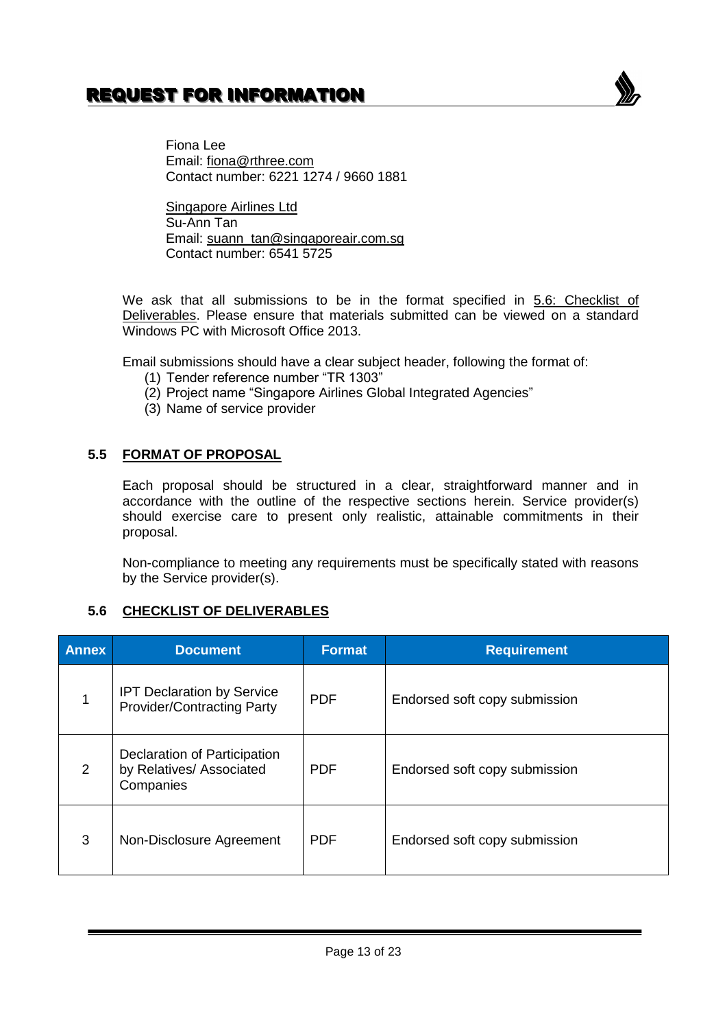Fiona Lee
Email: fiona@rthree.com
Contact number: 6221 1274 / 9660 1881

Singapore Airlines Ltd
Su-Ann Tan
Email: suann_tan@singaporeair.com.sg
Contact number: 6541 5725

We ask that all submissions to be in the format specified in 5.6: Checklist of Deliverables. Please ensure that materials submitted can be viewed on a standard Windows PC with Microsoft Office 2013.

Email submissions should have a clear subject header, following the format of:

(1) Tender reference number "TR 1303"
(2) Project name "Singapore Airlines Global Integrated Agencies"
(3) Name of service provider

### 5.5 FORMAT OF PROPOSAL

Each proposal should be structured in a clear, straightforward manner and in accordance with the outline of the respective sections herein. Service provider(s) should exercise care to present only realistic, attainable commitments in their proposal.

Non-compliance to meeting any requirements must be specifically stated with reasons by the Service provider(s).

### 5.6 CHECKLIST OF DELIVERABLES

| Annex | Document | Format | Requirement |
| --- | --- | --- | --- |
| 1 | IPT Declaration by Service Provider/Contracting Party | PDF | Endorsed soft copy submission |
| 2 | Declaration of Participation by Relatives/ Associated Companies | PDF | Endorsed soft copy submission |
| 3 | Non-Disclosure Agreement | PDF | Endorsed soft copy submission |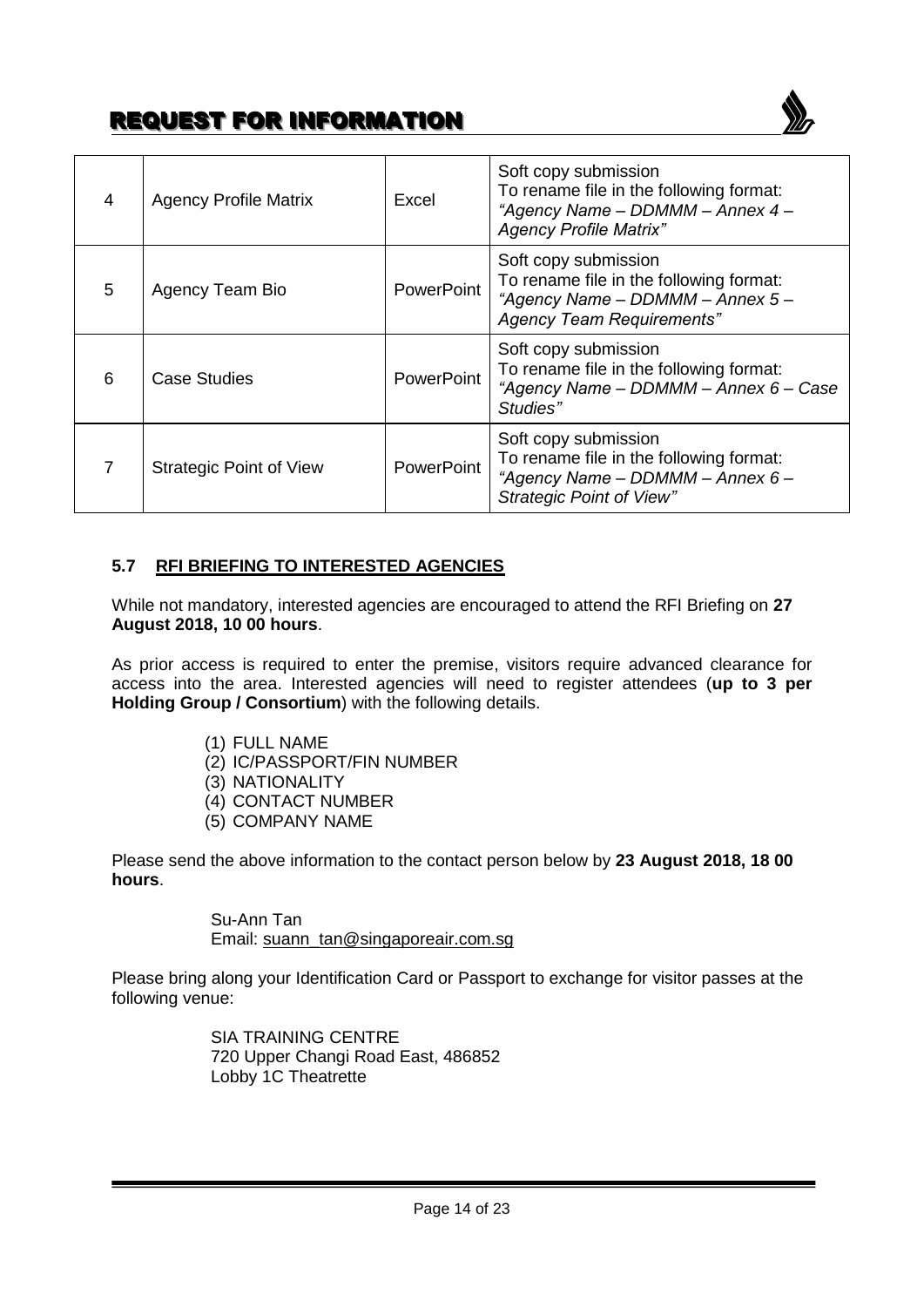| 4 | Agency Profile Matrix | Excel | Soft copy submission<br>To rename file in the following format:<br>*"Agency Name – DDMMM – Annex 4 – Agency Profile Matrix"* |
|---|---|---|---|
| 5 | Agency Team Bio | PowerPoint | Soft copy submission<br>To rename file in the following format:<br>*"Agency Name – DDMMM – Annex 5 – Agency Team Requirements"* |
| 6 | Case Studies | PowerPoint | Soft copy submission<br>To rename file in the following format:<br>*"Agency Name – DDMMM – Annex 6 – Case Studies"* |
| 7 | Strategic Point of View | PowerPoint | Soft copy submission<br>To rename file in the following format:<br>*"Agency Name – DDMMM – Annex 6 – Strategic Point of View"* |

### 5.7 RFI BRIEFING TO INTERESTED AGENCIES

While not mandatory, interested agencies are encouraged to attend the RFI Briefing on **27 August 2018, 10 00 hours**.

As prior access is required to enter the premise, visitors require advanced clearance for access into the area. Interested agencies will need to register attendees (**up to 3 per Holding Group / Consortium**) with the following details.

(1) FULL NAME
(2) IC/PASSPORT/FIN NUMBER
(3) NATIONALITY
(4) CONTACT NUMBER
(5) COMPANY NAME

Please send the above information to the contact person below by **23 August 2018, 18 00 hours**.

Su-Ann Tan
Email: suann_tan@singaporeair.com.sg

Please bring along your Identification Card or Passport to exchange for visitor passes at the following venue:

SIA TRAINING CENTRE
720 Upper Changi Road East, 486852
Lobby 1C Theatrette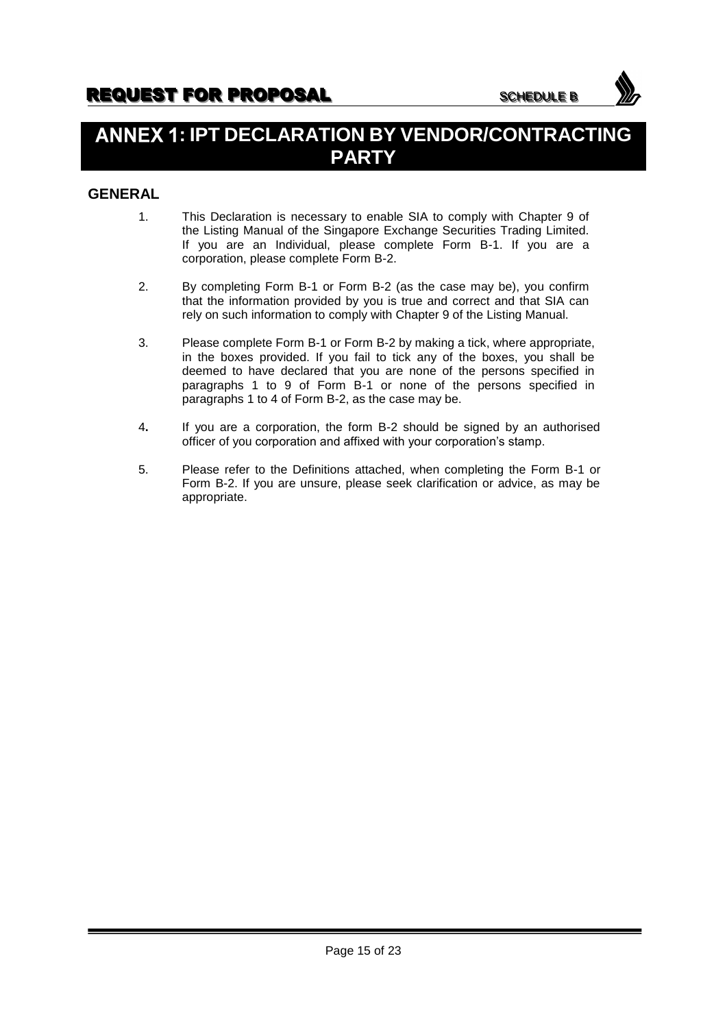# ANNEX 1: IPT DECLARATION BY VENDOR/CONTRACTING PARTY

## GENERAL

1. This Declaration is necessary to enable SIA to comply with Chapter 9 of the Listing Manual of the Singapore Exchange Securities Trading Limited. If you are an Individual, please complete Form B-1. If you are a corporation, please complete Form B-2.

2. By completing Form B-1 or Form B-2 (as the case may be), you confirm that the information provided by you is true and correct and that SIA can rely on such information to comply with Chapter 9 of the Listing Manual.

3. Please complete Form B-1 or Form B-2 by making a tick, where appropriate, in the boxes provided. If you fail to tick any of the boxes, you shall be deemed to have declared that you are none of the persons specified in paragraphs 1 to 9 of Form B-1 or none of the persons specified in paragraphs 1 to 4 of Form B-2, as the case may be.

4. If you are a corporation, the form B-2 should be signed by an authorised officer of you corporation and affixed with your corporation's stamp.

5. Please refer to the Definitions attached, when completing the Form B-1 or Form B-2. If you are unsure, please seek clarification or advice, as may be appropriate.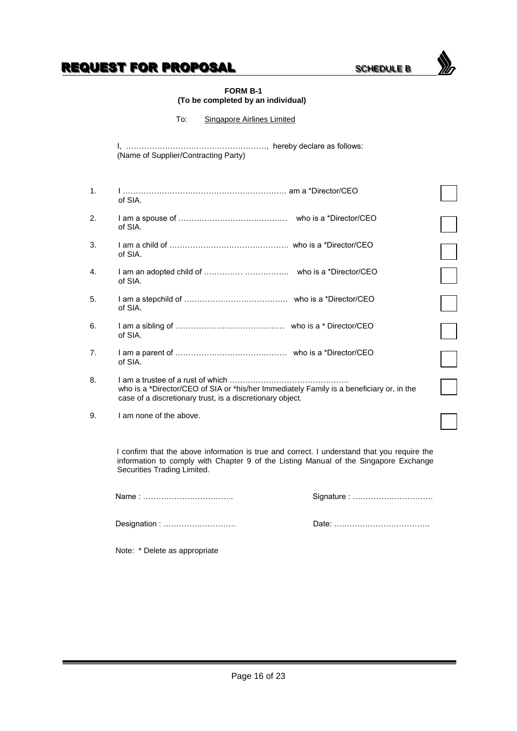**FORM B-1**
**(To be completed by an individual)**

To: Singapore Airlines Limited

I, ………………………………………………, hereby declare as follows:
(Name of Supplier/Contracting Party)

1. I ……………………………………………………… am a *Director/CEO of SIA. ☐
2. I am a spouse of …………………………………… who is a *Director/CEO of SIA. ☐
3. I am a child of ………………………………………. who is a *Director/CEO of SIA. ☐
4. I am an adopted child of …………… …………….. who is a *Director/CEO of SIA. ☐
5. I am a stepchild of …………………………………. who is a *Director/CEO of SIA. ☐
6. I am a sibling of …………………………………… who is a * Director/CEO of SIA. ☐
7. I am a parent of ……………………………………. who is a *Director/CEO of SIA. ☐
8. I am a trustee of a rust of which ………………………………………. who is a *Director/CEO of SIA or *his/her Immediately Family is a beneficiary or, in the case of a discretionary trust, is a discretionary object. ☐
9. I am none of the above. ☐

I confirm that the above information is true and correct. I understand that you require the information to comply with Chapter 9 of the Listing Manual of the Singapore Exchange Securities Trading Limited.

Name : …………………………….. Signature : ………………………….

Designation : ………………………. Date: ……………………………….

Note: * Delete as appropriate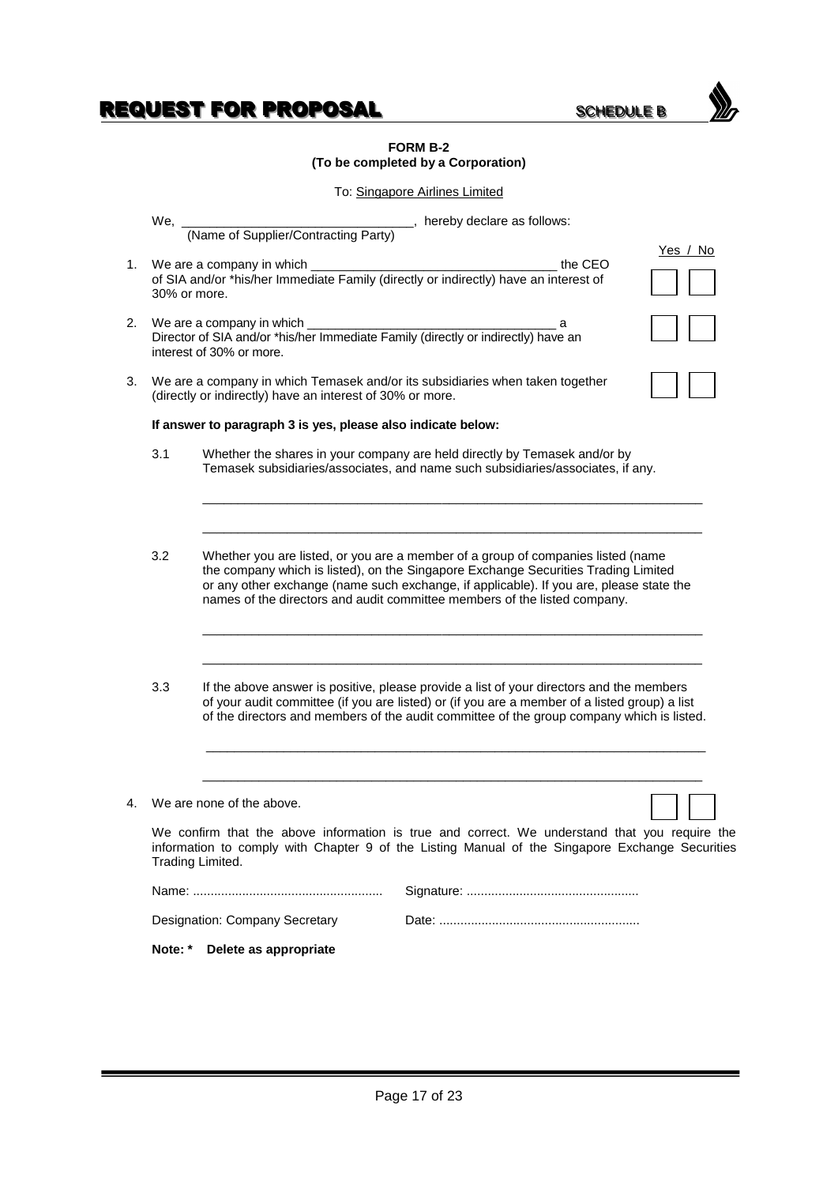**FORM B-2**
**(To be completed by a Corporation)**

To: Singapore Airlines Limited

We, _________________________________, hereby declare as follows:
(Name of Supplier/Contracting Party)

Yes / No

1. We are a company in which ___________________________________ the CEO of SIA and/or *his/her Immediate Family (directly or indirectly) have an interest of 30% or more. ☐ ☐

2. We are a company in which ___________________________________ a Director of SIA and/or *his/her Immediate Family (directly or indirectly) have an interest of 30% or more. ☐ ☐

3. We are a company in which Temasek and/or its subsidiaries when taken together (directly or indirectly) have an interest of 30% or more. ☐ ☐

   **If answer to paragraph 3 is yes, please also indicate below:**

   3.1 Whether the shares in your company are held directly by Temasek and/or by Temasek subsidiaries/associates, and name such subsidiaries/associates, if any.

   ___________________________________________________________________________

   ___________________________________________________________________________

   3.2 Whether you are listed, or you are a member of a group of companies listed (name the company which is listed), on the Singapore Exchange Securities Trading Limited or any other exchange (name such exchange, if applicable). If you are, please state the names of the directors and audit committee members of the listed company.

   ___________________________________________________________________________

   ___________________________________________________________________________

   3.3 If the above answer is positive, please provide a list of your directors and the members of your audit committee (if you are listed) or (if you are a member of a listed group) a list of the directors and members of the audit committee of the group company which is listed.

   ___________________________________________________________________________

   ___________________________________________________________________________

4. We are none of the above. ☐ ☐

We confirm that the above information is true and correct. We understand that you require the information to comply with Chapter 9 of the Listing Manual of the Singapore Exchange Securities Trading Limited.

Name: ....................................................... Signature: .................................................

Designation: Company Secretary Date: .........................................................

**Note: \* Delete as appropriate**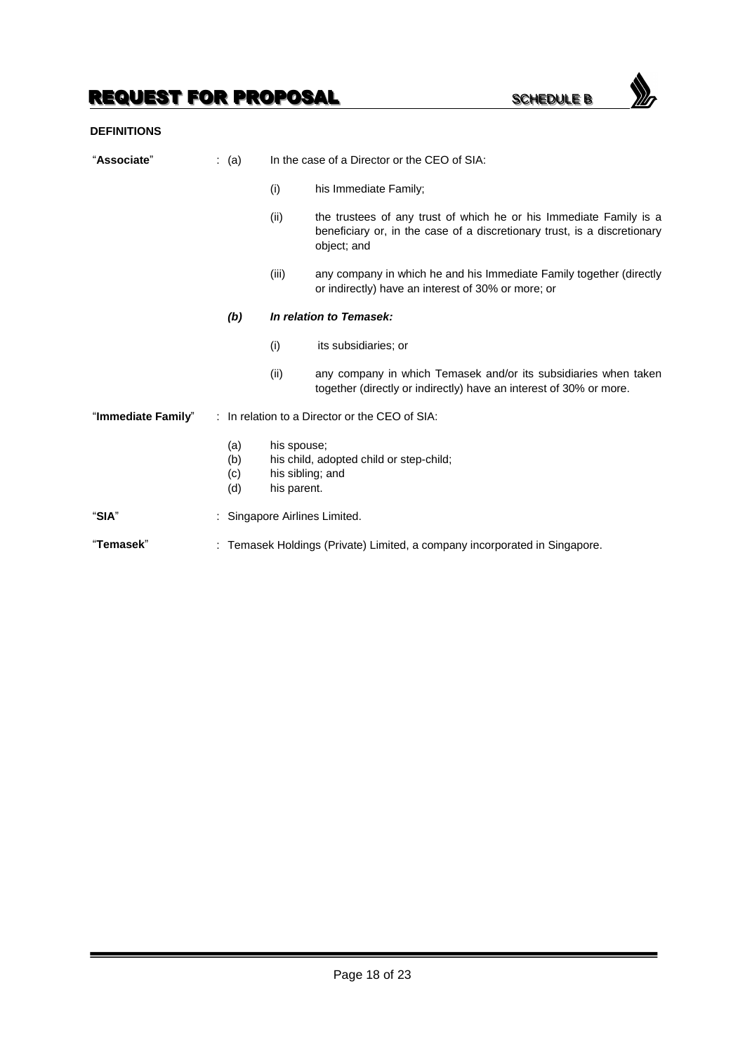**DEFINITIONS**

"**Associate**" : (a) In the case of a Director or the CEO of SIA:

- (i) his Immediate Family;
- (ii) the trustees of any trust of which he or his Immediate Family is a beneficiary or, in the case of a discretionary trust, is a discretionary object; and
- (iii) any company in which he and his Immediate Family together (directly or indirectly) have an interest of 30% or more; or

***(b) In relation to Temasek:***

- (i) its subsidiaries; or
- (ii) any company in which Temasek and/or its subsidiaries when taken together (directly or indirectly) have an interest of 30% or more.

"**Immediate Family**" : In relation to a Director or the CEO of SIA:

- (a) his spouse;
- (b) his child, adopted child or step-child;
- (c) his sibling; and
- (d) his parent.

"**SIA**" : Singapore Airlines Limited.

"**Temasek**" : Temasek Holdings (Private) Limited, a company incorporated in Singapore.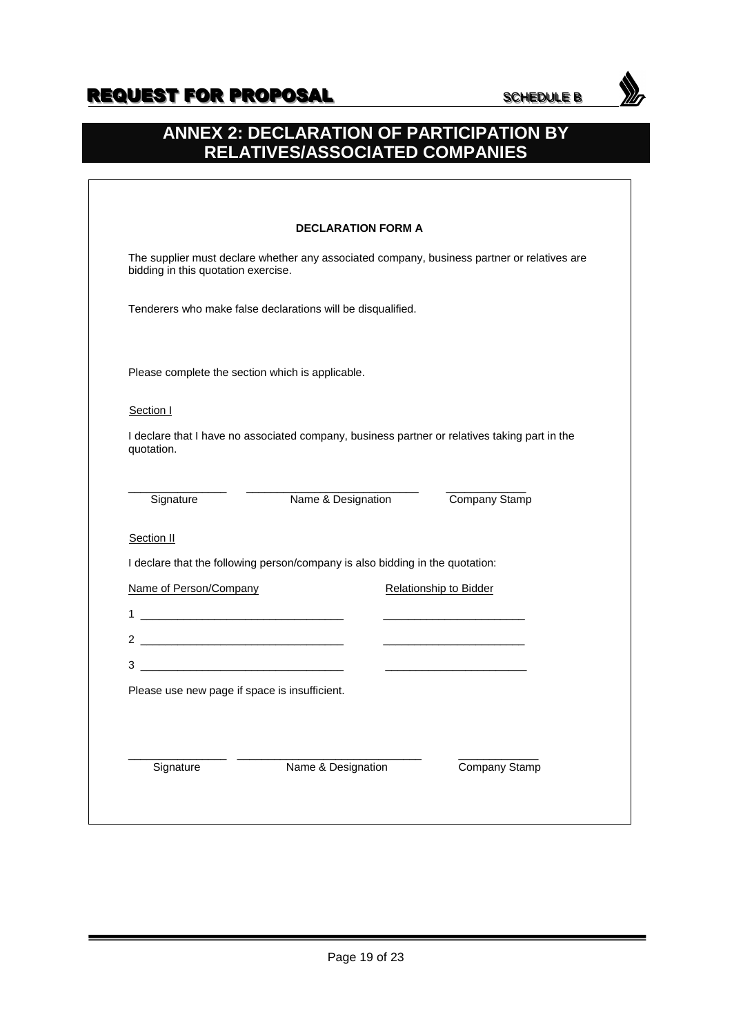# ANNEX 2: DECLARATION OF PARTICIPATION BY RELATIVES/ASSOCIATED COMPANIES

**DECLARATION FORM A**

The supplier must declare whether any associated company, business partner or relatives are bidding in this quotation exercise.

Tenderers who make false declarations will be disqualified.

Please complete the section which is applicable.

Section I

I declare that I have no associated company, business partner or relatives taking part in the quotation.

| _______________ | ___________________________ | ____________ |
|---|---|---|
| Signature | Name & Designation | Company Stamp |

Section II

I declare that the following person/company is also bidding in the quotation:

| | Name of Person/Company | Relationship to Bidder |
|---|---|---|
| 1 | _________________________________ | _______________________ |
| 2 | _________________________________ | _______________________ |
| 3 | _________________________________ | _______________________ |

Please use new page if space is insufficient.

| _______________ | ___________________________ | ____________ |
|---|---|---|
| Signature | Name & Designation | Company Stamp |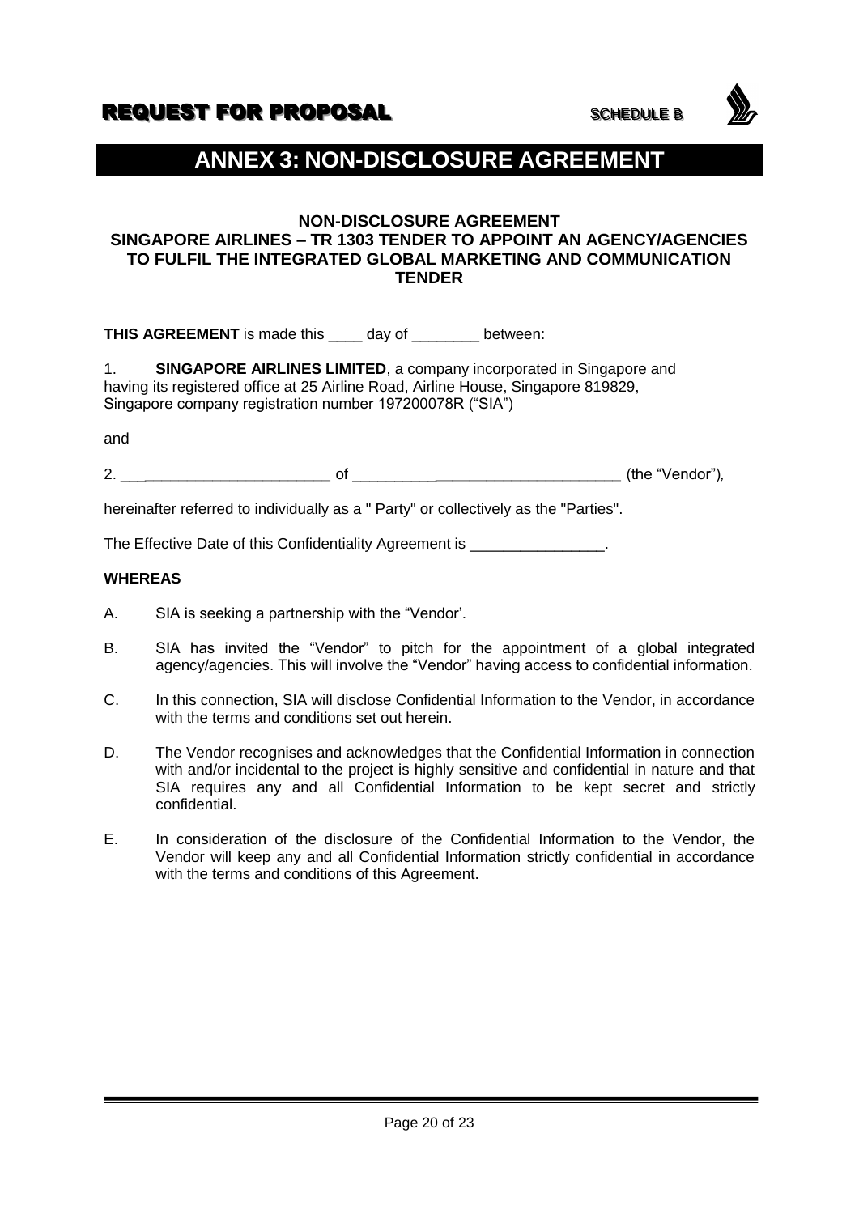# ANNEX 3: NON-DISCLOSURE AGREEMENT

**NON-DISCLOSURE AGREEMENT**
**SINGAPORE AIRLINES – TR 1303 TENDER TO APPOINT AN AGENCY/AGENCIES TO FULFIL THE INTEGRATED GLOBAL MARKETING AND COMMUNICATION TENDER**

**THIS AGREEMENT** is made this ____ day of ________ between:

1. **SINGAPORE AIRLINES LIMITED**, a company incorporated in Singapore and having its registered office at 25 Airline Road, Airline House, Singapore 819829, Singapore company registration number 197200078R ("SIA")

and

2. _________________________ of _______________________________ (the "Vendor"),

hereinafter referred to individually as a " Party" or collectively as the "Parties".

The Effective Date of this Confidentiality Agreement is ________________.

**WHEREAS**

A. SIA is seeking a partnership with the "Vendor'.

B. SIA has invited the "Vendor" to pitch for the appointment of a global integrated agency/agencies. This will involve the "Vendor" having access to confidential information.

C. In this connection, SIA will disclose Confidential Information to the Vendor, in accordance with the terms and conditions set out herein.

D. The Vendor recognises and acknowledges that the Confidential Information in connection with and/or incidental to the project is highly sensitive and confidential in nature and that SIA requires any and all Confidential Information to be kept secret and strictly confidential.

E. In consideration of the disclosure of the Confidential Information to the Vendor, the Vendor will keep any and all Confidential Information strictly confidential in accordance with the terms and conditions of this Agreement.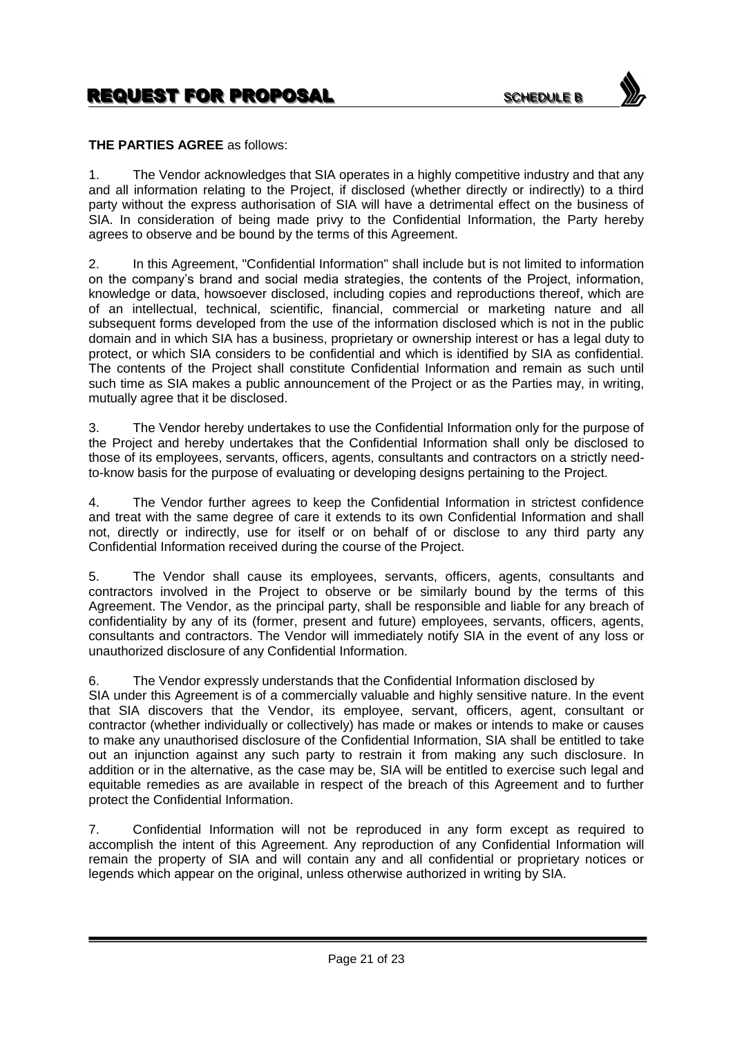**THE PARTIES AGREE** as follows:

1. The Vendor acknowledges that SIA operates in a highly competitive industry and that any and all information relating to the Project, if disclosed (whether directly or indirectly) to a third party without the express authorisation of SIA will have a detrimental effect on the business of SIA. In consideration of being made privy to the Confidential Information, the Party hereby agrees to observe and be bound by the terms of this Agreement.

2. In this Agreement, "Confidential Information" shall include but is not limited to information on the company's brand and social media strategies, the contents of the Project, information, knowledge or data, howsoever disclosed, including copies and reproductions thereof, which are of an intellectual, technical, scientific, financial, commercial or marketing nature and all subsequent forms developed from the use of the information disclosed which is not in the public domain and in which SIA has a business, proprietary or ownership interest or has a legal duty to protect, or which SIA considers to be confidential and which is identified by SIA as confidential. The contents of the Project shall constitute Confidential Information and remain as such until such time as SIA makes a public announcement of the Project or as the Parties may, in writing, mutually agree that it be disclosed.

3. The Vendor hereby undertakes to use the Confidential Information only for the purpose of the Project and hereby undertakes that the Confidential Information shall only be disclosed to those of its employees, servants, officers, agents, consultants and contractors on a strictly need-to-know basis for the purpose of evaluating or developing designs pertaining to the Project.

4. The Vendor further agrees to keep the Confidential Information in strictest confidence and treat with the same degree of care it extends to its own Confidential Information and shall not, directly or indirectly, use for itself or on behalf of or disclose to any third party any Confidential Information received during the course of the Project.

5. The Vendor shall cause its employees, servants, officers, agents, consultants and contractors involved in the Project to observe or be similarly bound by the terms of this Agreement. The Vendor, as the principal party, shall be responsible and liable for any breach of confidentiality by any of its (former, present and future) employees, servants, officers, agents, consultants and contractors. The Vendor will immediately notify SIA in the event of any loss or unauthorized disclosure of any Confidential Information.

6. The Vendor expressly understands that the Confidential Information disclosed by SIA under this Agreement is of a commercially valuable and highly sensitive nature. In the event that SIA discovers that the Vendor, its employee, servant, officers, agent, consultant or contractor (whether individually or collectively) has made or makes or intends to make or causes to make any unauthorised disclosure of the Confidential Information, SIA shall be entitled to take out an injunction against any such party to restrain it from making any such disclosure. In addition or in the alternative, as the case may be, SIA will be entitled to exercise such legal and equitable remedies as are available in respect of the breach of this Agreement and to further protect the Confidential Information.

7. Confidential Information will not be reproduced in any form except as required to accomplish the intent of this Agreement. Any reproduction of any Confidential Information will remain the property of SIA and will contain any and all confidential or proprietary notices or legends which appear on the original, unless otherwise authorized in writing by SIA.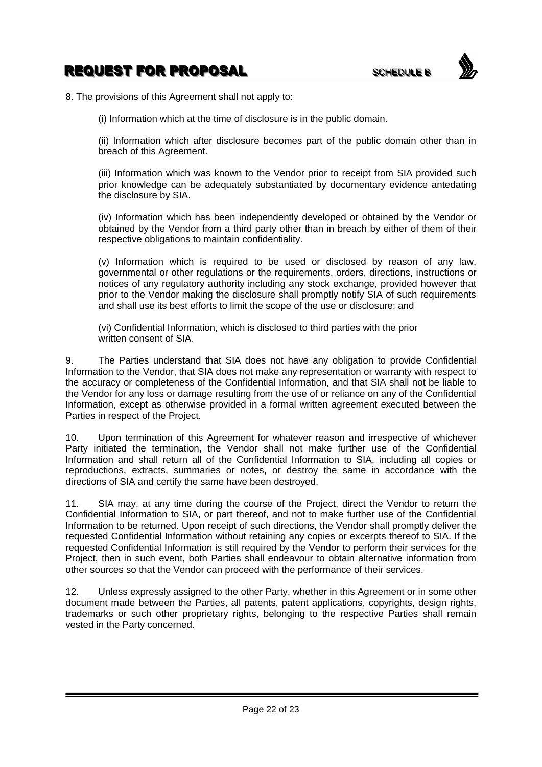8. The provisions of this Agreement shall not apply to:

(i) Information which at the time of disclosure is in the public domain.

(ii) Information which after disclosure becomes part of the public domain other than in breach of this Agreement.

(iii) Information which was known to the Vendor prior to receipt from SIA provided such prior knowledge can be adequately substantiated by documentary evidence antedating the disclosure by SIA.

(iv) Information which has been independently developed or obtained by the Vendor or obtained by the Vendor from a third party other than in breach by either of them of their respective obligations to maintain confidentiality.

(v) Information which is required to be used or disclosed by reason of any law, governmental or other regulations or the requirements, orders, directions, instructions or notices of any regulatory authority including any stock exchange, provided however that prior to the Vendor making the disclosure shall promptly notify SIA of such requirements and shall use its best efforts to limit the scope of the use or disclosure; and

(vi) Confidential Information, which is disclosed to third parties with the prior written consent of SIA.

9. The Parties understand that SIA does not have any obligation to provide Confidential Information to the Vendor, that SIA does not make any representation or warranty with respect to the accuracy or completeness of the Confidential Information, and that SIA shall not be liable to the Vendor for any loss or damage resulting from the use of or reliance on any of the Confidential Information, except as otherwise provided in a formal written agreement executed between the Parties in respect of the Project.

10. Upon termination of this Agreement for whatever reason and irrespective of whichever Party initiated the termination, the Vendor shall not make further use of the Confidential Information and shall return all of the Confidential Information to SIA, including all copies or reproductions, extracts, summaries or notes, or destroy the same in accordance with the directions of SIA and certify the same have been destroyed.

11. SIA may, at any time during the course of the Project, direct the Vendor to return the Confidential Information to SIA, or part thereof, and not to make further use of the Confidential Information to be returned. Upon receipt of such directions, the Vendor shall promptly deliver the requested Confidential Information without retaining any copies or excerpts thereof to SIA. If the requested Confidential Information is still required by the Vendor to perform their services for the Project, then in such event, both Parties shall endeavour to obtain alternative information from other sources so that the Vendor can proceed with the performance of their services.

12. Unless expressly assigned to the other Party, whether in this Agreement or in some other document made between the Parties, all patents, patent applications, copyrights, design rights, trademarks or such other proprietary rights, belonging to the respective Parties shall remain vested in the Party concerned.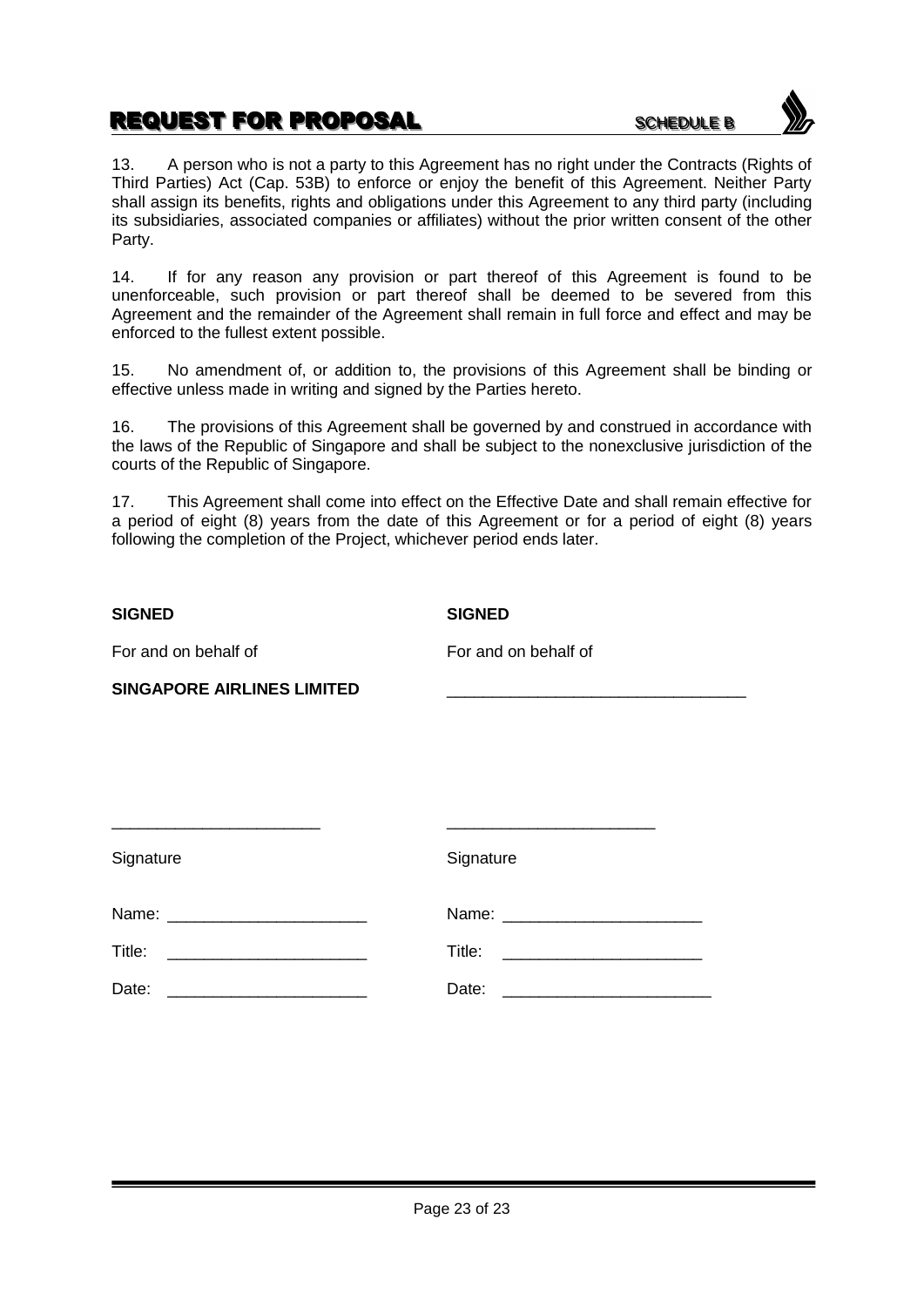13. A person who is not a party to this Agreement has no right under the Contracts (Rights of Third Parties) Act (Cap. 53B) to enforce or enjoy the benefit of this Agreement. Neither Party shall assign its benefits, rights and obligations under this Agreement to any third party (including its subsidiaries, associated companies or affiliates) without the prior written consent of the other Party.

14. If for any reason any provision or part thereof of this Agreement is found to be unenforceable, such provision or part thereof shall be deemed to be severed from this Agreement and the remainder of the Agreement shall remain in full force and effect and may be enforced to the fullest extent possible.

15. No amendment of, or addition to, the provisions of this Agreement shall be binding or effective unless made in writing and signed by the Parties hereto.

16. The provisions of this Agreement shall be governed by and construed in accordance with the laws of the Republic of Singapore and shall be subject to the nonexclusive jurisdiction of the courts of the Republic of Singapore.

17. This Agreement shall come into effect on the Effective Date and shall remain effective for a period of eight (8) years from the date of this Agreement or for a period of eight (8) years following the completion of the Project, whichever period ends later.

| | |
|---|---|
| **SIGNED** | **SIGNED** |
| For and on behalf of | For and on behalf of |
| **SINGAPORE AIRLINES LIMITED** | _________________________________ |
| _______________________ | _______________________ |
| Signature | Signature |
| Name: ______________________ | Name: ______________________ |
| Title: ______________________ | Title: ______________________ |
| Date: ______________________ | Date: ______________________ |